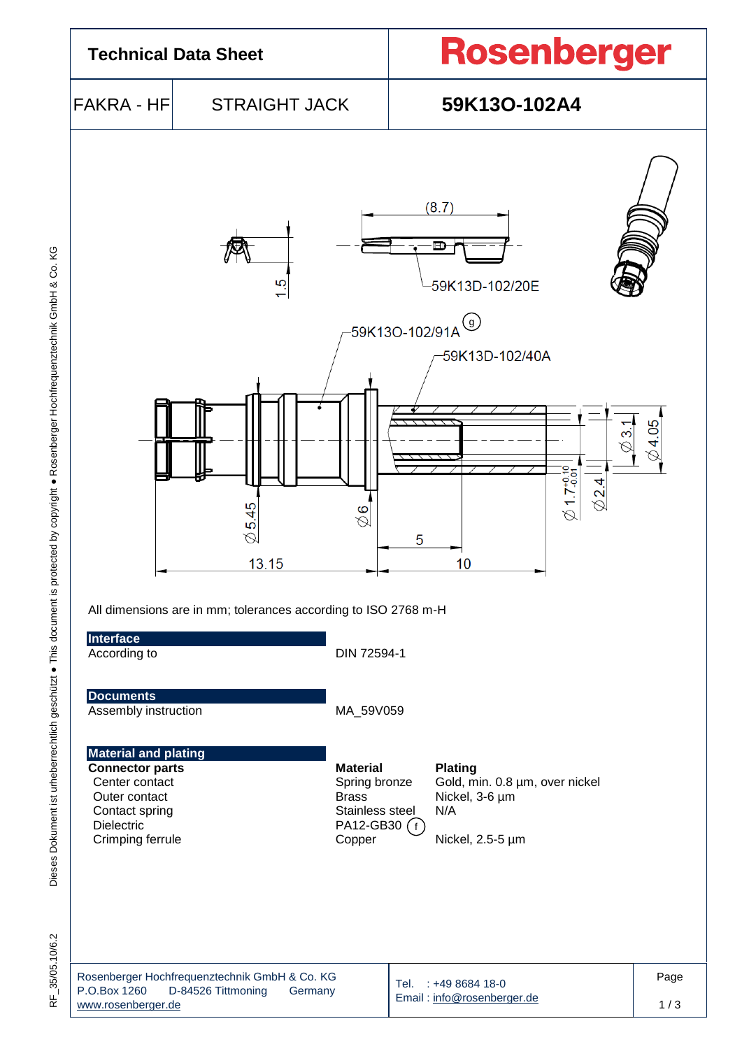# Technical Data Sheet

**Rosenberger**

| FAKRA - HF | STRAIGHT JACK | 59K13O-102A4 |
|---|---|---|

All dimensions are in mm; tolerances according to ISO 2768 m-H

## Interface

| | |
|---|---|
| According to | DIN 72594-1 |

## Documents

| | |
|---|---|
| Assembly instruction | MA_59V059 |

## Material and plating

| Connector parts | Material | Plating |
|---|---|---|
| Center contact | Spring bronze | Gold, min. 0.8 µm, over nickel |
| Outer contact | Brass | Nickel, 3-6 µm |
| Contact spring | Stainless steel | N/A |
| Dielectric | PA12-GB30 (f) | |
| Crimping ferrule | Copper | Nickel, 2.5-5 µm |

Rosenberger Hochfrequenztechnik GmbH & Co. KG
P.O.Box 1260 D-84526 Tittmoning Germany
www.rosenberger.de

Tel. : +49 8684 18-0
Email : info@rosenberger.de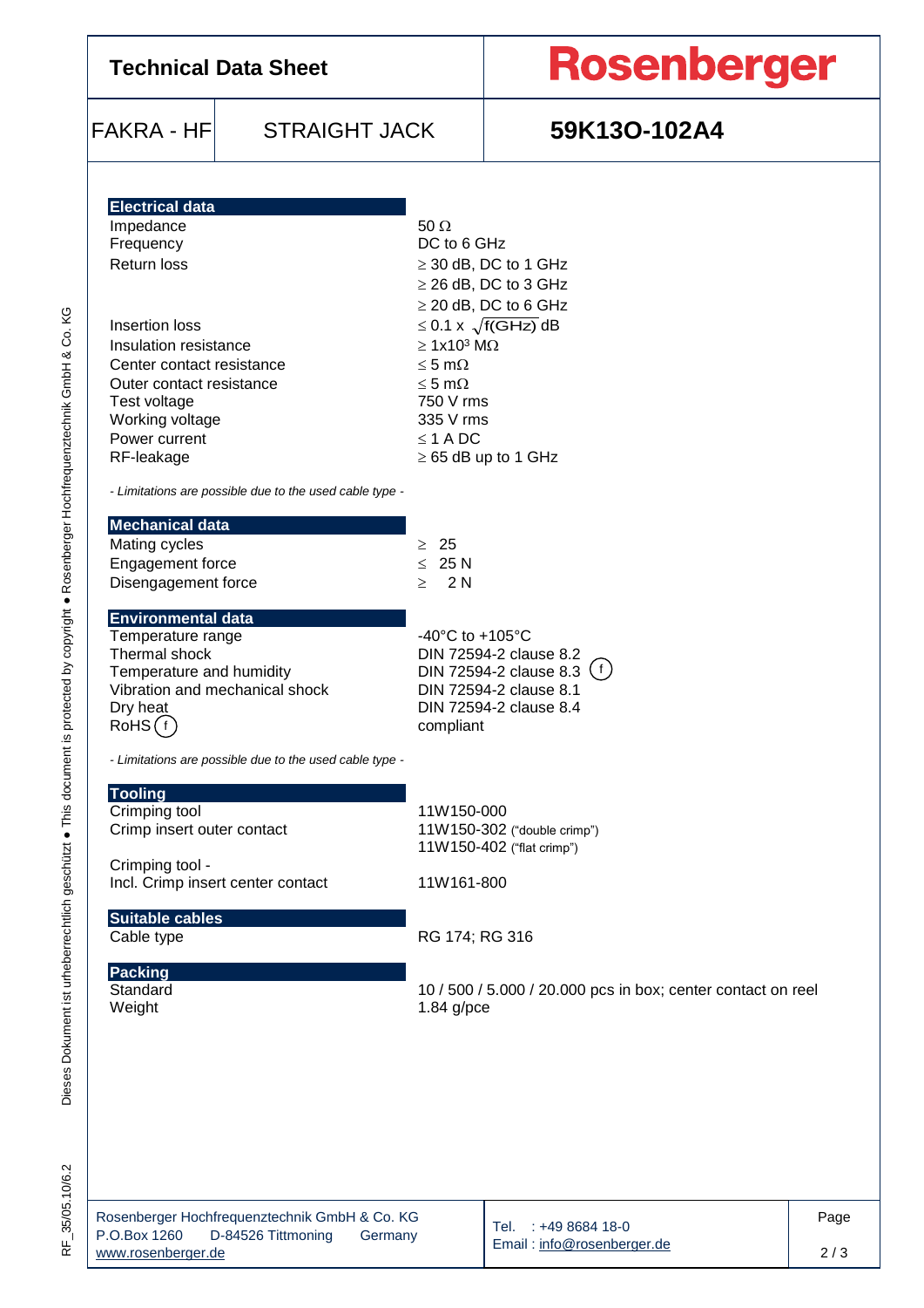# Technical Data Sheet

**Rosenberger**

| FAKRA - HF | STRAIGHT JACK | **59K13O-102A4** |
|---|---|---|

## Electrical data

| | |
|---|---|
| Impedance | 50 Ω |
| Frequency | DC to 6 GHz |
| Return loss | ≥ 30 dB, DC to 1 GHz |
| | ≥ 26 dB, DC to 3 GHz |
| | ≥ 20 dB, DC to 6 GHz |
| Insertion loss | $\leq 0.1 \times \sqrt{f(GHz)}$ dB |
| Insulation resistance | $\geq 1 \times 10^3$ MΩ |
| Center contact resistance | ≤ 5 mΩ |
| Outer contact resistance | ≤ 5 mΩ |
| Test voltage | 750 V rms |
| Working voltage | 335 V rms |
| Power current | ≤ 1 A DC |
| RF-leakage | ≥ 65 dB up to 1 GHz |

*- Limitations are possible due to the used cable type -*

## Mechanical data

| | |
|---|---|
| Mating cycles | ≥ 25 |
| Engagement force | ≤ 25 N |
| Disengagement force | ≥ 2 N |

## Environmental data

| | |
|---|---|
| Temperature range | -40°C to +105°C |
| Thermal shock | DIN 72594-2 clause 8.2 |
| Temperature and humidity | DIN 72594-2 clause 8.3 (f) |
| Vibration and mechanical shock | DIN 72594-2 clause 8.1 |
| Dry heat | DIN 72594-2 clause 8.4 |
| RoHS (f) | compliant |

*- Limitations are possible due to the used cable type -*

## Tooling

| | |
|---|---|
| Crimping tool | 11W150-000 |
| Crimp insert outer contact | 11W150-302 ("double crimp") |
| | 11W150-402 ("flat crimp") |
| Crimping tool - Incl. Crimp insert center contact | 11W161-800 |

## Suitable cables

| | |
|---|---|
| Cable type | RG 174; RG 316 |

## Packing

| | |
|---|---|
| Standard | 10 / 500 / 5.000 / 20.000 pcs in box; center contact on reel |
| Weight | 1.84 g/pce |

Dieses Dokument ist urheberrechtlich geschützt ● This document is protected by copyright ● Rosenberger Hochfrequenztechnik GmbH & Co. KG

RF_35/05.10/6.2

Rosenberger Hochfrequenztechnik GmbH & Co. KG
P.O.Box 1260 D-84526 Tittmoning Germany
www.rosenberger.de

Tel. : +49 8684 18-0
Email : info@rosenberger.de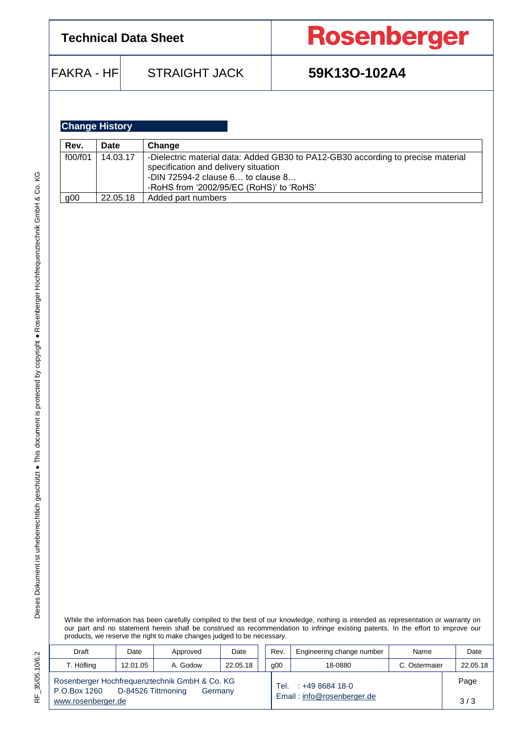## Change History

| Rev. | Date | Change |
|---|---|---|
| f00/f01 | 14.03.17 | -Dielectric material data: Added GB30 to PA12-GB30 according to precise material specification and delivery situation<br>-DIN 72594-2 clause 6… to clause 8…<br>-RoHS from '2002/95/EC (RoHS)' to 'RoHS' |
| g00 | 22.05.18 | Added part numbers |

While the information has been carefully compiled to the best of our knowledge, nothing is intended as representation or warranty on our part and no statement herein shall be construed as recommendation to infringe existing patents. In the effort to improve our products, we reserve the right to make changes judged to be necessary.

| Draft | Date | Approved | Date | Rev. | Engineering change number | Name | Date |
|---|---|---|---|---|---|---|---|
| T. Höfling | 12.01.05 | A. Godow | 22.05.18 | g00 | 18-0880 | C. Ostermaier | 22.05.18 |

Rosenberger Hochfrequenztechnik GmbH & Co. KG
P.O.Box 1260 D-84526 Tittmoning Germany
www.rosenberger.de

Tel. : +49 8684 18-0
Email : info@rosenberger.de